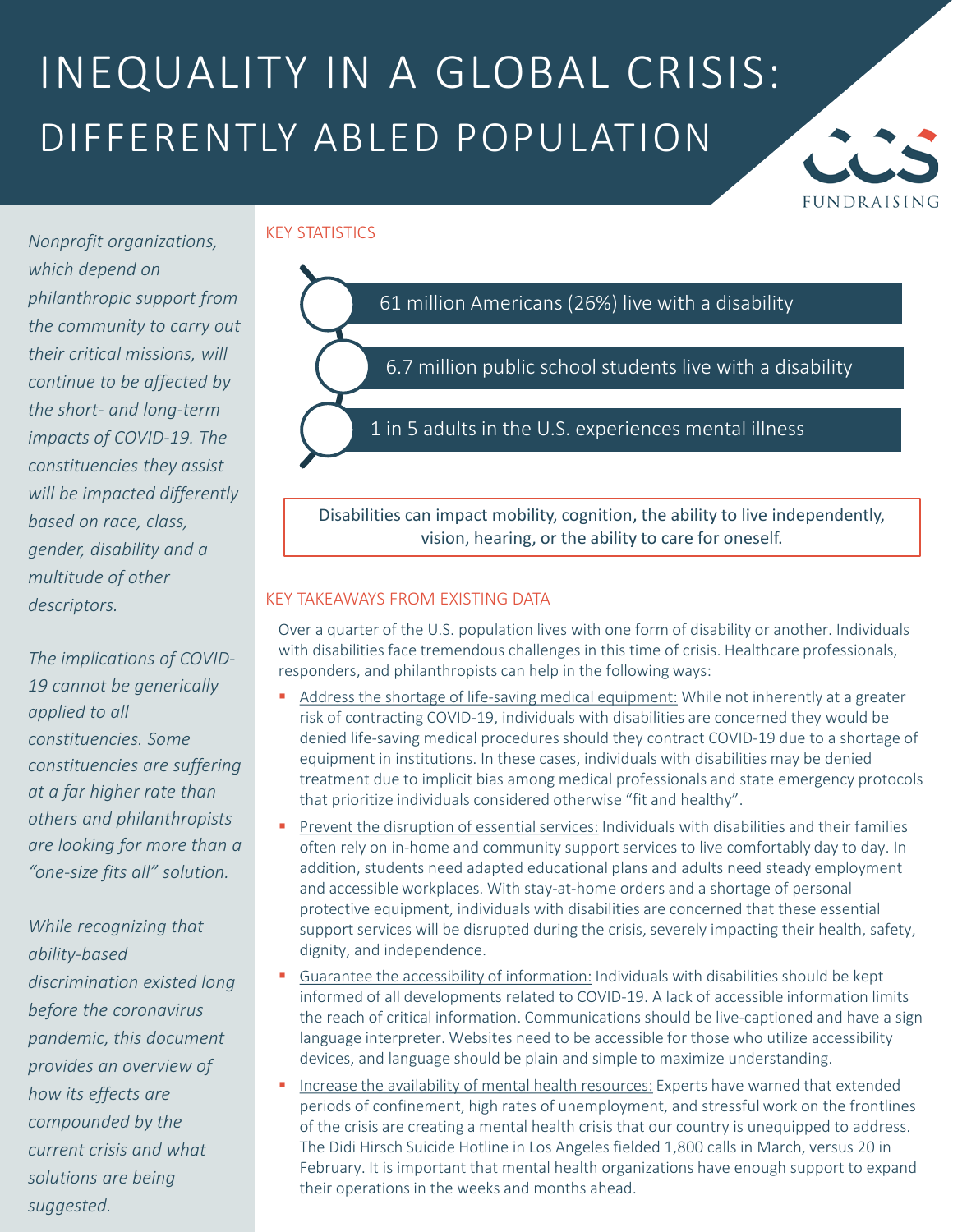# INEQUALITY IN A GLOBAL CRISIS: DIFFERENTLY ABLED POPULATION

CCS FUNDRAISING

*Nonprofit organizations, which depend on philanthropic support from the community to carry out their critical missions, will continue to be affected by the short- and long-term impacts of COVID-19. The constituencies they assist will be impacted differently based on race, class, gender, disability and a multitude of other descriptors.*

*The implications of COVID-19 cannot be generically applied to all constituencies. Some constituencies are suffering at a far higher rate than others and philanthropists are looking for more than a "one-size fits all" solution.*

*While recognizing that ability-based discrimination existed long before the coronavirus pandemic, this document provides an overview of how its effects are compounded by the current crisis and what solutions are being suggested.*

## KEY STATISTICS

- 61 million Americans (26%) live with a disability
- 6.7 million public school students live with a disability
- 1 in 5 adults in the U.S. experiences mental illness

Disabilities can impact mobility, cognition, the ability to live independently, vision, hearing, or the ability to care for oneself.

## KEY TAKEAWAYS FROM EXISTING DATA

Over a quarter of the U.S. population lives with one form of disability or another. Individuals with disabilities face tremendous challenges in this time of crisis. Healthcare professionals, responders, and philanthropists can help in the following ways:

- Address the shortage of life-saving medical equipment: While not inherently at a greater risk of contracting COVID-19, individuals with disabilities are concerned they would be denied life-saving medical procedures should they contract COVID-19 due to a shortage of equipment in institutions. In these cases, individuals with disabilities may be denied treatment due to implicit bias among medical professionals and state emergency protocols that prioritize individuals considered otherwise "fit and healthy".
- Prevent the disruption of essential services: Individuals with disabilities and their families often rely on in-home and community support services to live comfortably day to day. In addition, students need adapted educational plans and adults need steady employment and accessible workplaces. With stay-at-home orders and a shortage of personal protective equipment, individuals with disabilities are concerned that these essential support services will be disrupted during the crisis, severely impacting their health, safety, dignity, and independence.
- Guarantee the accessibility of information: Individuals with disabilities should be kept informed of all developments related to COVID-19. A lack of accessible information limits the reach of critical information. Communications should be live-captioned and have a sign language interpreter. Websites need to be accessible for those who utilize accessibility devices, and language should be plain and simple to maximize understanding.
- Increase the availability of mental health resources: Experts have warned that extended periods of confinement, high rates of unemployment, and stressful work on the frontlines of the crisis are creating a mental health crisis that our country is unequipped to address. The Didi Hirsch Suicide Hotline in Los Angeles fielded 1,800 calls in March, versus 20 in February. It is important that mental health organizations have enough support to expand their operations in the weeks and months ahead.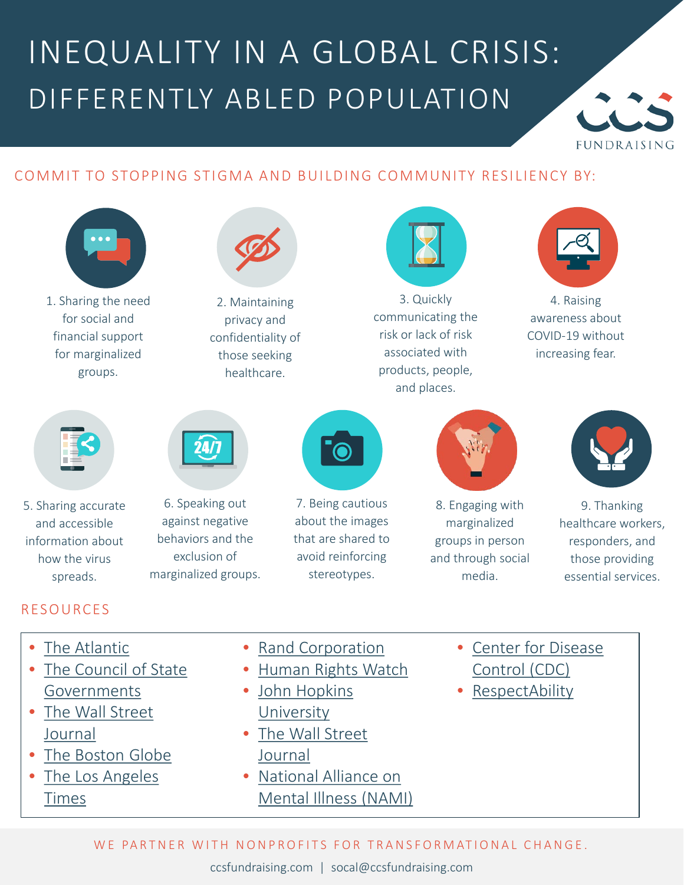# INEQUALITY IN A GLOBAL CRISIS: DIFFERENTLY ABLED POPULATION

CCS FUNDRAISING

## COMMIT TO STOPPING STIGMA AND BUILDING COMMUNITY RESILIENCY BY:

1. Sharing the need for social and financial support for marginalized groups.
2. Maintaining privacy and confidentiality of those seeking healthcare.
3. Quickly communicating the risk or lack of risk associated with products, people, and places.
4. Raising awareness about COVID-19 without increasing fear.
5. Sharing accurate and accessible information about how the virus spreads.
6. Speaking out against negative behaviors and the exclusion of marginalized groups.
7. Being cautious about the images that are shared to avoid reinforcing stereotypes.
8. Engaging with marginalized groups in person and through social media.
9. Thanking healthcare workers, responders, and those providing essential services.

## RESOURCES

- The Atlantic
- The Council of State Governments
- The Wall Street Journal
- The Boston Globe
- The Los Angeles Times
- Rand Corporation
- Human Rights Watch
- John Hopkins University
- The Wall Street Journal
- National Alliance on Mental Illness (NAMI)
- Center for Disease Control (CDC)
- RespectAbility

WE PARTNER WITH NONPROFITS FOR TRANSFORMATIONAL CHANGE.

ccsfundraising.com | socal@ccsfundraising.com